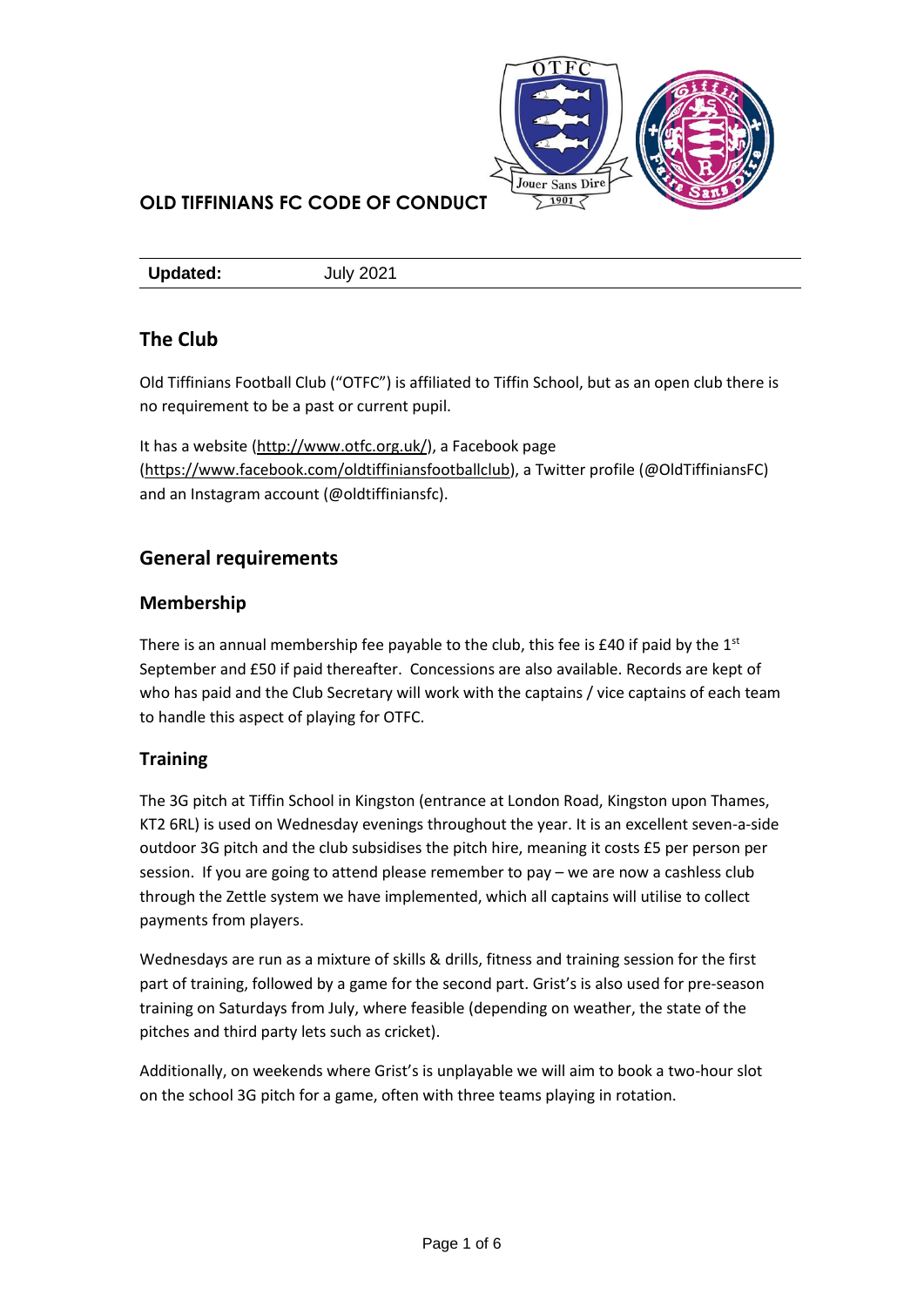# OLD TIFFINIANS FC CODE OF CONDUCT

| **Updated:** | July 2021 |
| --- | --- |

## The Club

Old Tiffinians Football Club ("OTFC") is affiliated to Tiffin School, but as an open club there is no requirement to be a past or current pupil.

It has a website (http://www.otfc.org.uk/), a Facebook page (https://www.facebook.com/oldtiffiniansfootballclub), a Twitter profile (@OldTiffiniansFC) and an Instagram account (@oldtiffiniansfc).

## General requirements

### Membership

There is an annual membership fee payable to the club, this fee is £40 if paid by the 1st September and £50 if paid thereafter. Concessions are also available. Records are kept of who has paid and the Club Secretary will work with the captains / vice captains of each team to handle this aspect of playing for OTFC.

### Training

The 3G pitch at Tiffin School in Kingston (entrance at London Road, Kingston upon Thames, KT2 6RL) is used on Wednesday evenings throughout the year. It is an excellent seven-a-side outdoor 3G pitch and the club subsidises the pitch hire, meaning it costs £5 per person per session. If you are going to attend please remember to pay – we are now a cashless club through the Zettle system we have implemented, which all captains will utilise to collect payments from players.

Wednesdays are run as a mixture of skills & drills, fitness and training session for the first part of training, followed by a game for the second part. Grist's is also used for pre-season training on Saturdays from July, where feasible (depending on weather, the state of the pitches and third party lets such as cricket).

Additionally, on weekends where Grist's is unplayable we will aim to book a two-hour slot on the school 3G pitch for a game, often with three teams playing in rotation.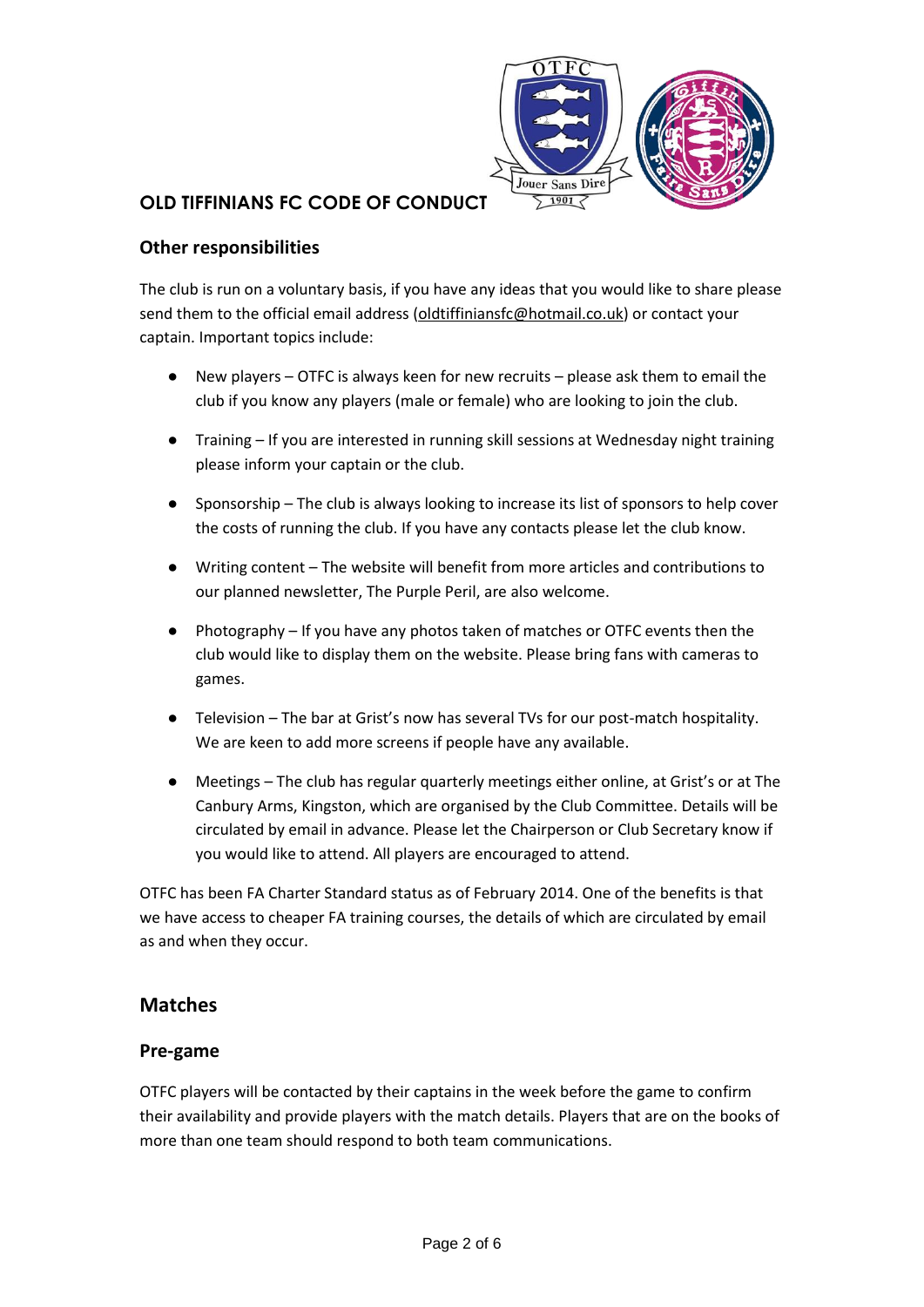# OLD TIFFINIANS FC CODE OF CONDUCT

### Other responsibilities

The club is run on a voluntary basis, if you have any ideas that you would like to share please send them to the official email address (oldtiffiniansfc@hotmail.co.uk) or contact your captain. Important topics include:

- New players – OTFC is always keen for new recruits – please ask them to email the club if you know any players (male or female) who are looking to join the club.
- Training – If you are interested in running skill sessions at Wednesday night training please inform your captain or the club.
- Sponsorship – The club is always looking to increase its list of sponsors to help cover the costs of running the club. If you have any contacts please let the club know.
- Writing content – The website will benefit from more articles and contributions to our planned newsletter, The Purple Peril, are also welcome.
- Photography – If you have any photos taken of matches or OTFC events then the club would like to display them on the website. Please bring fans with cameras to games.
- Television – The bar at Grist's now has several TVs for our post-match hospitality. We are keen to add more screens if people have any available.
- Meetings – The club has regular quarterly meetings either online, at Grist's or at The Canbury Arms, Kingston, which are organised by the Club Committee. Details will be circulated by email in advance. Please let the Chairperson or Club Secretary know if you would like to attend. All players are encouraged to attend.

OTFC has been FA Charter Standard status as of February 2014. One of the benefits is that we have access to cheaper FA training courses, the details of which are circulated by email as and when they occur.

## Matches

### Pre-game

OTFC players will be contacted by their captains in the week before the game to confirm their availability and provide players with the match details. Players that are on the books of more than one team should respond to both team communications.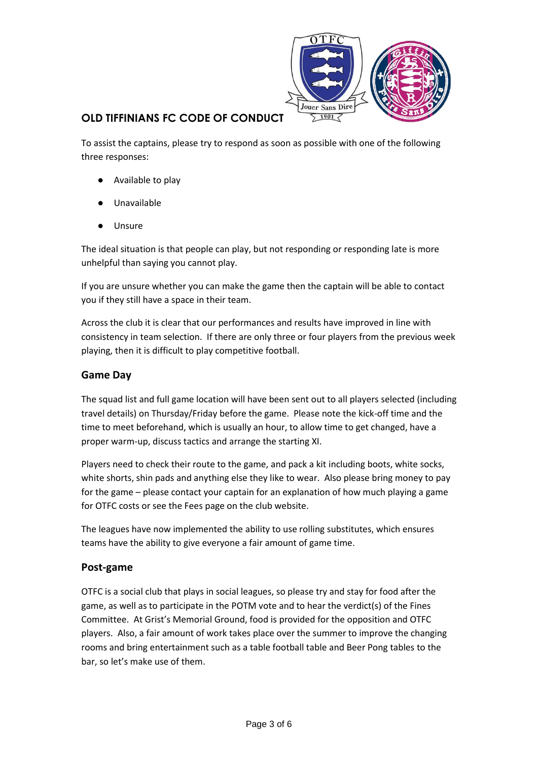# OLD TIFFINIANS FC CODE OF CONDUCT

To assist the captains, please try to respond as soon as possible with one of the following three responses:

- Available to play
- Unavailable
- Unsure

The ideal situation is that people can play, but not responding or responding late is more unhelpful than saying you cannot play.

If you are unsure whether you can make the game then the captain will be able to contact you if they still have a space in their team.

Across the club it is clear that our performances and results have improved in line with consistency in team selection. If there are only three or four players from the previous week playing, then it is difficult to play competitive football.

## Game Day

The squad list and full game location will have been sent out to all players selected (including travel details) on Thursday/Friday before the game. Please note the kick-off time and the time to meet beforehand, which is usually an hour, to allow time to get changed, have a proper warm-up, discuss tactics and arrange the starting XI.

Players need to check their route to the game, and pack a kit including boots, white socks, white shorts, shin pads and anything else they like to wear. Also please bring money to pay for the game – please contact your captain for an explanation of how much playing a game for OTFC costs or see the Fees page on the club website.

The leagues have now implemented the ability to use rolling substitutes, which ensures teams have the ability to give everyone a fair amount of game time.

## Post-game

OTFC is a social club that plays in social leagues, so please try and stay for food after the game, as well as to participate in the POTM vote and to hear the verdict(s) of the Fines Committee. At Grist's Memorial Ground, food is provided for the opposition and OTFC players. Also, a fair amount of work takes place over the summer to improve the changing rooms and bring entertainment such as a table football table and Beer Pong tables to the bar, so let's make use of them.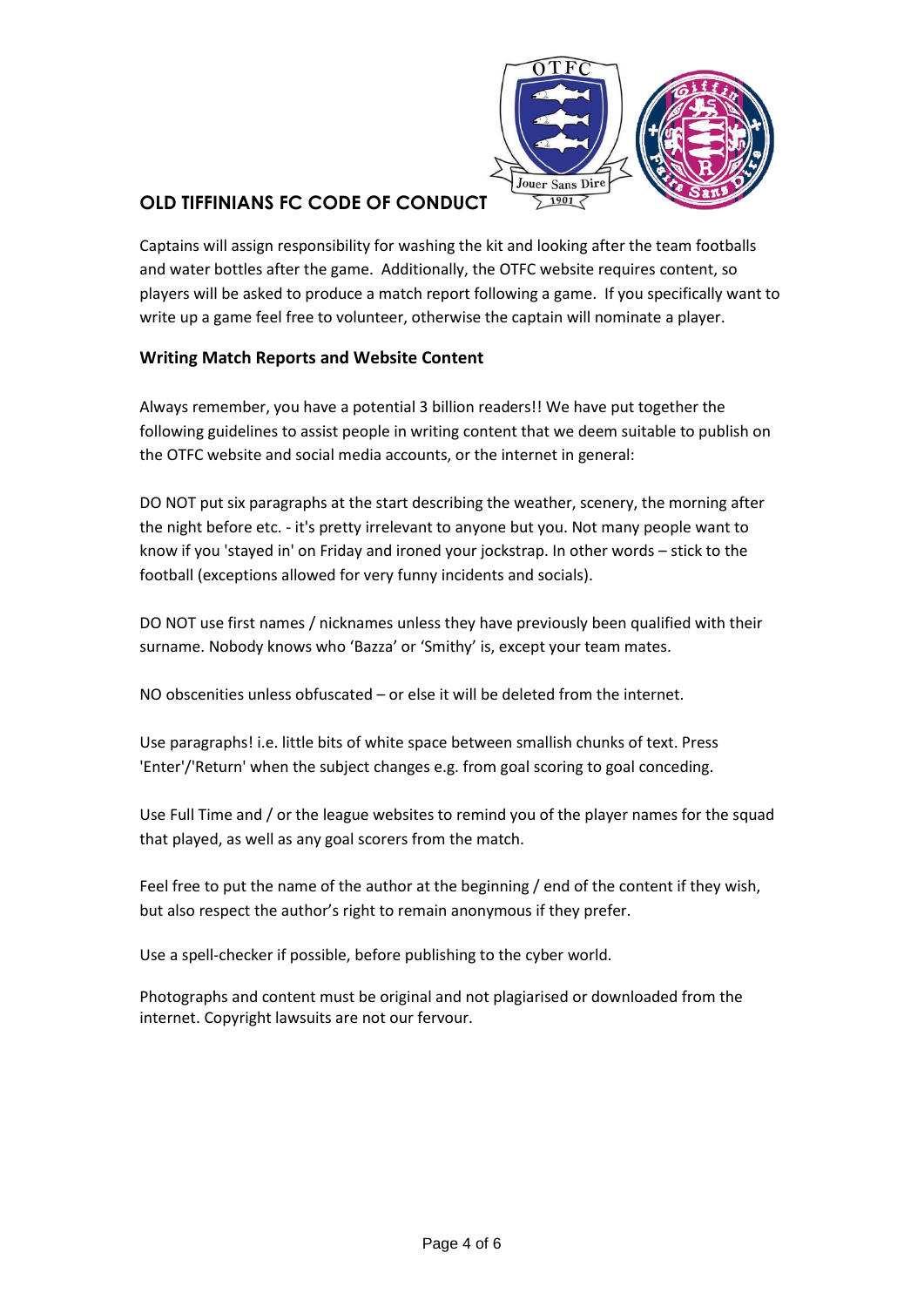# OLD TIFFINIANS FC CODE OF CONDUCT

Captains will assign responsibility for washing the kit and looking after the team footballs and water bottles after the game. Additionally, the OTFC website requires content, so players will be asked to produce a match report following a game. If you specifically want to write up a game feel free to volunteer, otherwise the captain will nominate a player.

## Writing Match Reports and Website Content

Always remember, you have a potential 3 billion readers!! We have put together the following guidelines to assist people in writing content that we deem suitable to publish on the OTFC website and social media accounts, or the internet in general:

DO NOT put six paragraphs at the start describing the weather, scenery, the morning after the night before etc. - it's pretty irrelevant to anyone but you. Not many people want to know if you 'stayed in' on Friday and ironed your jockstrap. In other words – stick to the football (exceptions allowed for very funny incidents and socials).

DO NOT use first names / nicknames unless they have previously been qualified with their surname. Nobody knows who 'Bazza' or 'Smithy' is, except your team mates.

NO obscenities unless obfuscated – or else it will be deleted from the internet.

Use paragraphs! i.e. little bits of white space between smallish chunks of text. Press 'Enter'/'Return' when the subject changes e.g. from goal scoring to goal conceding.

Use Full Time and / or the league websites to remind you of the player names for the squad that played, as well as any goal scorers from the match.

Feel free to put the name of the author at the beginning / end of the content if they wish, but also respect the author's right to remain anonymous if they prefer.

Use a spell-checker if possible, before publishing to the cyber world.

Photographs and content must be original and not plagiarised or downloaded from the internet. Copyright lawsuits are not our fervour.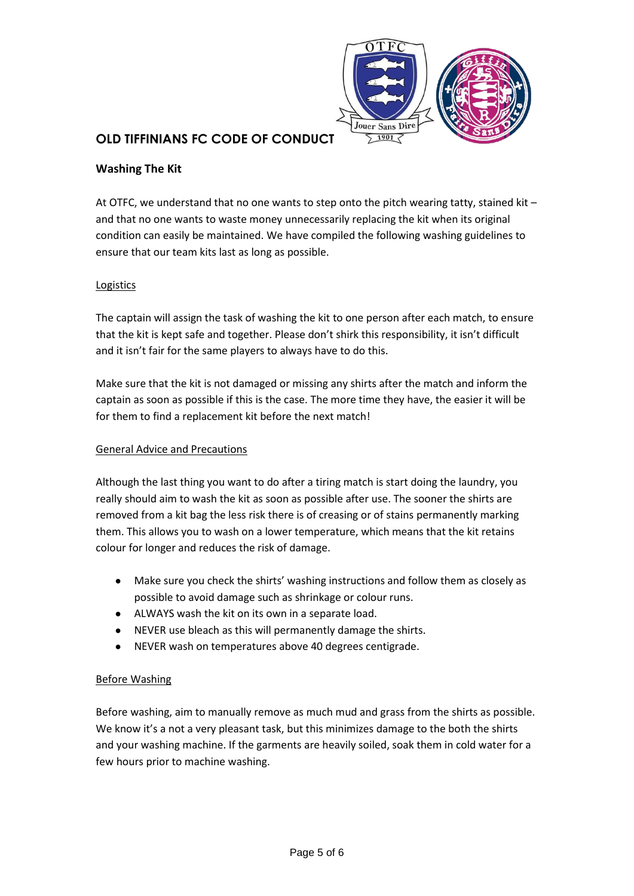# OLD TIFFINIANS FC CODE OF CONDUCT

## Washing The Kit

At OTFC, we understand that no one wants to step onto the pitch wearing tatty, stained kit – and that no one wants to waste money unnecessarily replacing the kit when its original condition can easily be maintained. We have compiled the following washing guidelines to ensure that our team kits last as long as possible.

### Logistics

The captain will assign the task of washing the kit to one person after each match, to ensure that the kit is kept safe and together. Please don't shirk this responsibility, it isn't difficult and it isn't fair for the same players to always have to do this.

Make sure that the kit is not damaged or missing any shirts after the match and inform the captain as soon as possible if this is the case. The more time they have, the easier it will be for them to find a replacement kit before the next match!

### General Advice and Precautions

Although the last thing you want to do after a tiring match is start doing the laundry, you really should aim to wash the kit as soon as possible after use. The sooner the shirts are removed from a kit bag the less risk there is of creasing or of stains permanently marking them. This allows you to wash on a lower temperature, which means that the kit retains colour for longer and reduces the risk of damage.

- Make sure you check the shirts' washing instructions and follow them as closely as possible to avoid damage such as shrinkage or colour runs.
- ALWAYS wash the kit on its own in a separate load.
- NEVER use bleach as this will permanently damage the shirts.
- NEVER wash on temperatures above 40 degrees centigrade.

### Before Washing

Before washing, aim to manually remove as much mud and grass from the shirts as possible. We know it's a not a very pleasant task, but this minimizes damage to the both the shirts and your washing machine. If the garments are heavily soiled, soak them in cold water for a few hours prior to machine washing.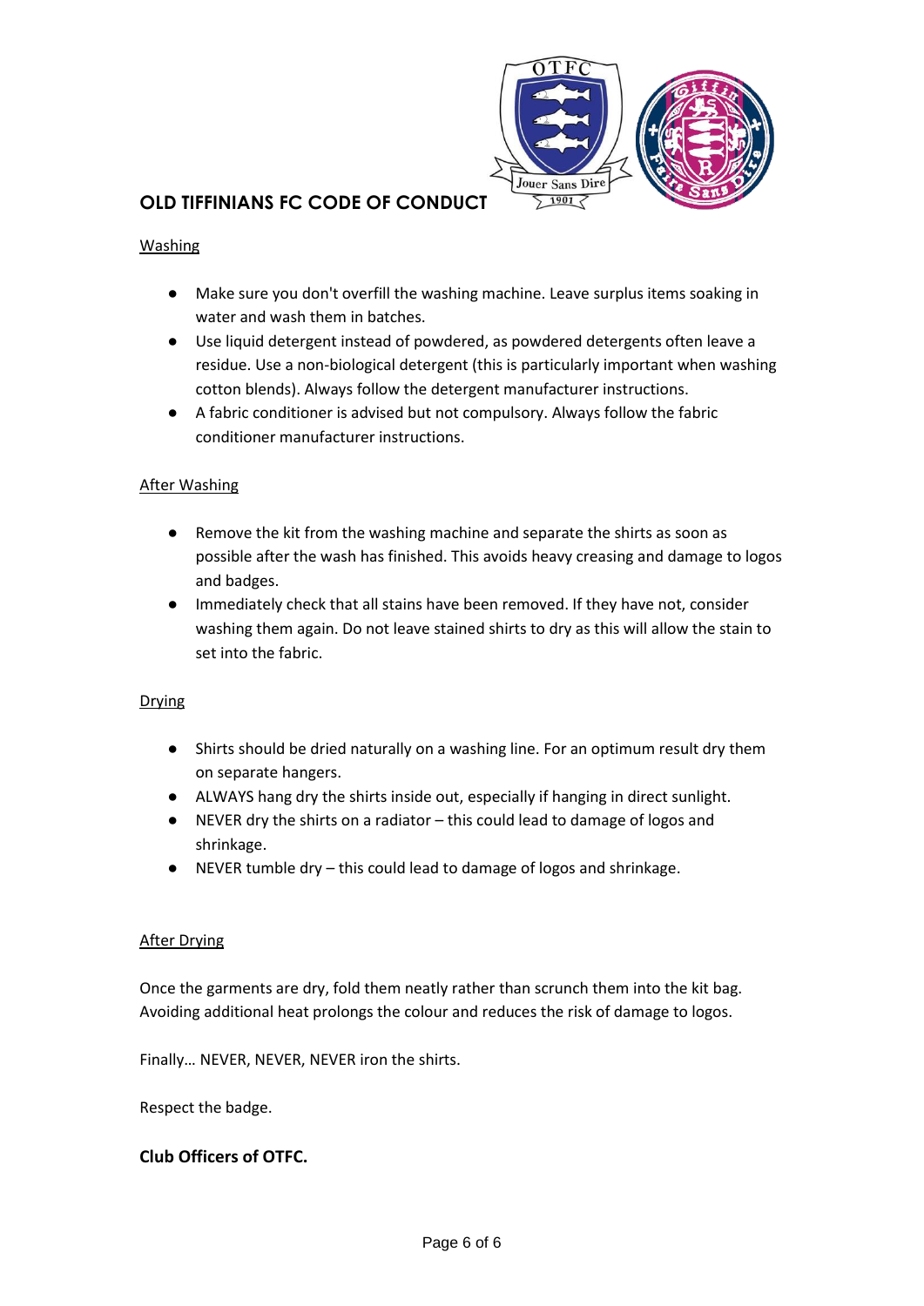# OLD TIFFINIANS FC CODE OF CONDUCT

## Washing

- Make sure you don't overfill the washing machine. Leave surplus items soaking in water and wash them in batches.
- Use liquid detergent instead of powdered, as powdered detergents often leave a residue. Use a non-biological detergent (this is particularly important when washing cotton blends). Always follow the detergent manufacturer instructions.
- A fabric conditioner is advised but not compulsory. Always follow the fabric conditioner manufacturer instructions.

## After Washing

- Remove the kit from the washing machine and separate the shirts as soon as possible after the wash has finished. This avoids heavy creasing and damage to logos and badges.
- Immediately check that all stains have been removed. If they have not, consider washing them again. Do not leave stained shirts to dry as this will allow the stain to set into the fabric.

## Drying

- Shirts should be dried naturally on a washing line. For an optimum result dry them on separate hangers.
- ALWAYS hang dry the shirts inside out, especially if hanging in direct sunlight.
- NEVER dry the shirts on a radiator – this could lead to damage of logos and shrinkage.
- NEVER tumble dry – this could lead to damage of logos and shrinkage.

## After Drying

Once the garments are dry, fold them neatly rather than scrunch them into the kit bag. Avoiding additional heat prolongs the colour and reduces the risk of damage to logos.

Finally… NEVER, NEVER, NEVER iron the shirts.

Respect the badge.

**Club Officers of OTFC.**